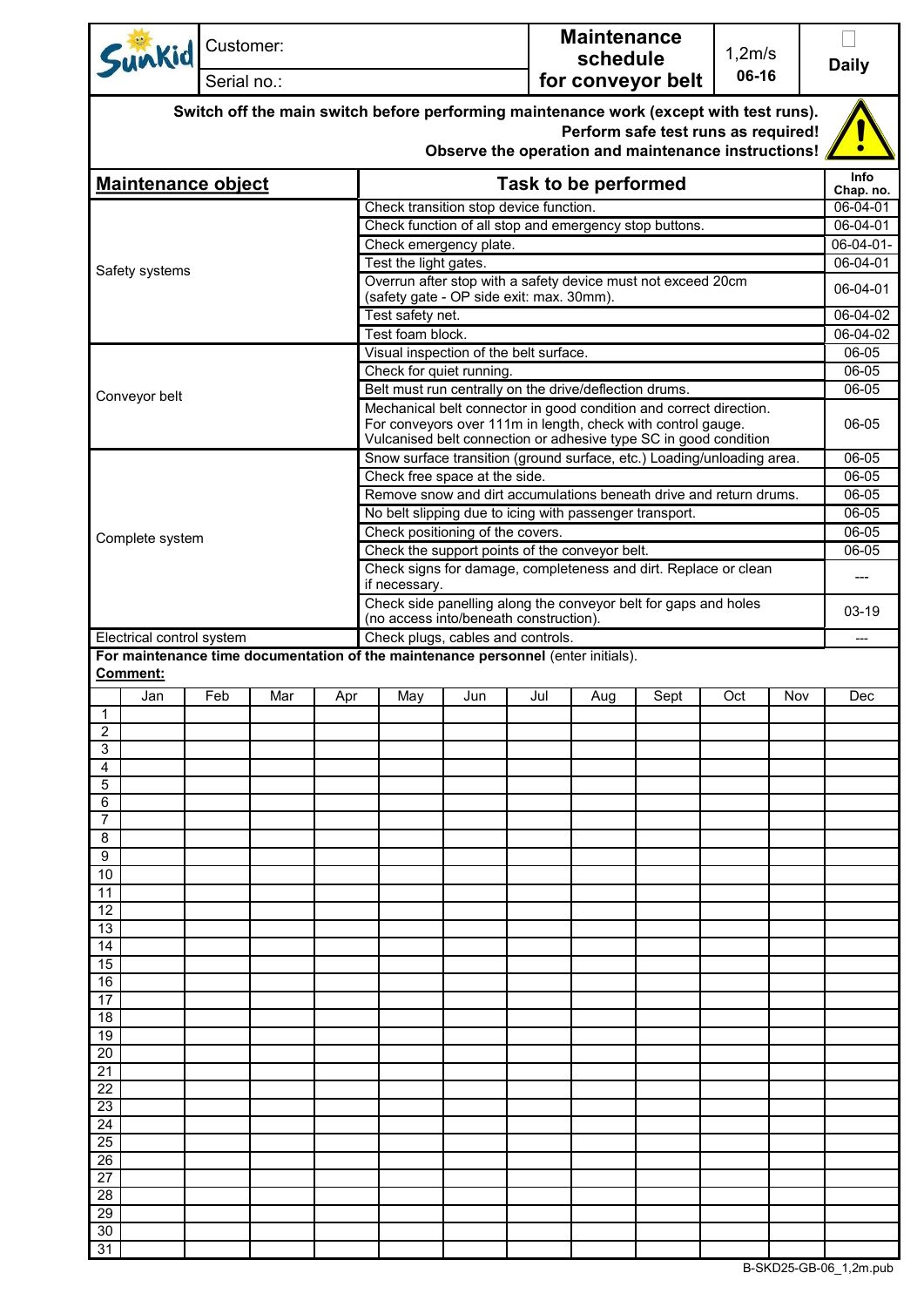| Sunkid | Customer: | Maintenance schedule for conveyor belt | 1,2m/s 06-16 | Daily |
|---|---|---|---|---|
| | Serial no.: | | | |

**Switch off the main switch before performing maintenance work (except with test runs).**
**Perform safe test runs as required!**
**Observe the operation and maintenance instructions!**

| Maintenance object | Task to be performed | Info Chap. no. |
|---|---|---|
| Safety systems | Check transition stop device function. | 06-04-01 |
| | Check function of all stop and emergency stop buttons. | 06-04-01 |
| | Check emergency plate. | 06-04-01- |
| | Test the light gates. | 06-04-01 |
| | Overrun after stop with a safety device must not exceed 20cm (safety gate - OP side exit: max. 30mm). | 06-04-01 |
| | Test safety net. | 06-04-02 |
| | Test foam block. | 06-04-02 |
| Conveyor belt | Visual inspection of the belt surface. | 06-05 |
| | Check for quiet running. | 06-05 |
| | Belt must run centrally on the drive/deflection drums. | 06-05 |
| | Mechanical belt connector in good condition and correct direction. For conveyors over 111m in length, check with control gauge. Vulcanised belt connection or adhesive type SC in good condition | 06-05 |
| Complete system | Snow surface transition (ground surface, etc.) Loading/unloading area. | 06-05 |
| | Check free space at the side. | 06-05 |
| | Remove snow and dirt accumulations beneath drive and return drums. | 06-05 |
| | No belt slipping due to icing with passenger transport. | 06-05 |
| | Check positioning of the covers. | 06-05 |
| | Check the support points of the conveyor belt. | 06-05 |
| | Check signs for damage, completeness and dirt. Replace or clean if necessary. | --- |
| | Check side panelling along the conveyor belt for gaps and holes (no access into/beneath construction). | 03-19 |
| Electrical control system | Check plugs, cables and controls. | --- |

**For maintenance time documentation of the maintenance personnel** (enter initials).

**Comment:**

| | Jan | Feb | Mar | Apr | May | Jun | Jul | Aug | Sept | Oct | Nov | Dec |
|---|---|---|---|---|---|---|---|---|---|---|---|---|
| 1 | | | | | | | | | | | | |
| 2 | | | | | | | | | | | | |
| 3 | | | | | | | | | | | | |
| 4 | | | | | | | | | | | | |
| 5 | | | | | | | | | | | | |
| 6 | | | | | | | | | | | | |
| 7 | | | | | | | | | | | | |
| 8 | | | | | | | | | | | | |
| 9 | | | | | | | | | | | | |
| 10 | | | | | | | | | | | | |
| 11 | | | | | | | | | | | | |
| 12 | | | | | | | | | | | | |
| 13 | | | | | | | | | | | | |
| 14 | | | | | | | | | | | | |
| 15 | | | | | | | | | | | | |
| 16 | | | | | | | | | | | | |
| 17 | | | | | | | | | | | | |
| 18 | | | | | | | | | | | | |
| 19 | | | | | | | | | | | | |
| 20 | | | | | | | | | | | | |
| 21 | | | | | | | | | | | | |
| 22 | | | | | | | | | | | | |
| 23 | | | | | | | | | | | | |
| 24 | | | | | | | | | | | | |
| 25 | | | | | | | | | | | | |
| 26 | | | | | | | | | | | | |
| 27 | | | | | | | | | | | | |
| 28 | | | | | | | | | | | | |
| 29 | | | | | | | | | | | | |
| 30 | | | | | | | | | | | | |
| 31 | | | | | | | | | | | | |

B-SKD25-GB-06_1,2m.pub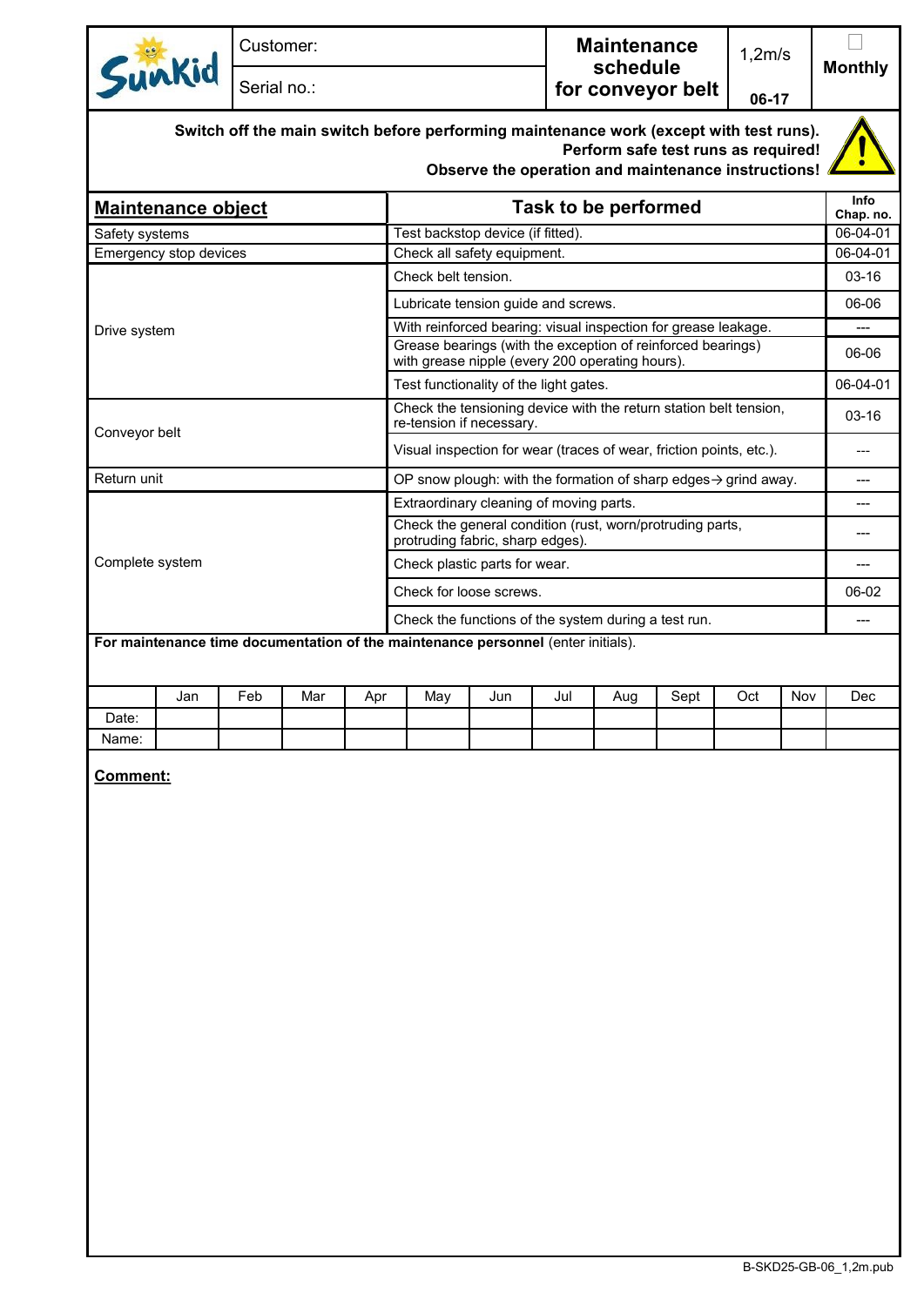| Sunkid | Customer: | Maintenance schedule for conveyor belt | 1,2m/s | ☐ Monthly |
|---|---|---|---|---|
| | Serial no.: | | 06-17 | |

**Switch off the main switch before performing maintenance work (except with test runs).**
**Perform safe test runs as required!**
**Observe the operation and maintenance instructions!**

| Maintenance object | Task to be performed | Info Chap. no. |
|---|---|---|
| Safety systems | Test backstop device (if fitted). | 06-04-01 |
| Emergency stop devices | Check all safety equipment. | 06-04-01 |
| Drive system | Check belt tension. | 03-16 |
| | Lubricate tension guide and screws. | 06-06 |
| | With reinforced bearing: visual inspection for grease leakage. | --- |
| | Grease bearings (with the exception of reinforced bearings) with grease nipple (every 200 operating hours). | 06-06 |
| | Test functionality of the light gates. | 06-04-01 |
| Conveyor belt | Check the tensioning device with the return station belt tension, re-tension if necessary. | 03-16 |
| | Visual inspection for wear (traces of wear, friction points, etc.). | --- |
| Return unit | OP snow plough: with the formation of sharp edges→ grind away. | --- |
| Complete system | Extraordinary cleaning of moving parts. | --- |
| | Check the general condition (rust, worn/protruding parts, protruding fabric, sharp edges). | --- |
| | Check plastic parts for wear. | --- |
| | Check for loose screws. | 06-02 |
| | Check the functions of the system during a test run. | --- |

**For maintenance time documentation of the maintenance personnel** (enter initials).

| | Jan | Feb | Mar | Apr | May | Jun | Jul | Aug | Sept | Oct | Nov | Dec |
|---|---|---|---|---|---|---|---|---|---|---|---|---|
| Date: | | | | | | | | | | | | |
| Name: | | | | | | | | | | | | |

**Comment:**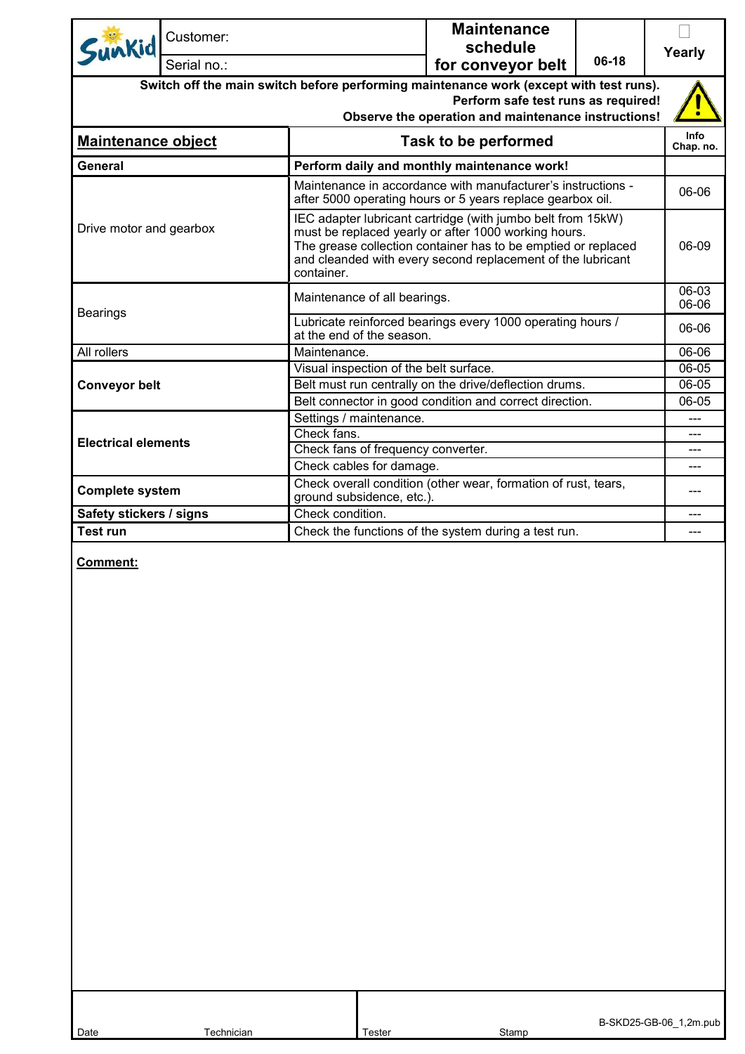| Sunkid | Customer: | Maintenance schedule for conveyor belt | 06-18 | ☐ Yearly |
|---|---|---|---|---|
| | Serial no.: | | | |

**Switch off the main switch before performing maintenance work (except with test runs).**
**Perform safe test runs as required!**
**Observe the operation and maintenance instructions!**

| **Maintenance object** | **Task to be performed** | **Info Chap. no.** |
|---|---|---|
| **General** | **Perform daily and monthly maintenance work!** | |
| Drive motor and gearbox | Maintenance in accordance with manufacturer's instructions - after 5000 operating hours or 5 years replace gearbox oil. | 06-06 |
| | IEC adapter lubricant cartridge (with jumbo belt from 15kW) must be replaced yearly or after 1000 working hours. The grease collection container has to be emptied or replaced and cleanded with every second replacement of the lubricant container. | 06-09 |
| Bearings | Maintenance of all bearings. | 06-03 06-06 |
| | Lubricate reinforced bearings every 1000 operating hours / at the end of the season. | 06-06 |
| All rollers | Maintenance. | 06-06 |
| **Conveyor belt** | Visual inspection of the belt surface. | 06-05 |
| | Belt must run centrally on the drive/deflection drums. | 06-05 |
| | Belt connector in good condition and correct direction. | 06-05 |
| **Electrical elements** | Settings / maintenance. | --- |
| | Check fans. | --- |
| | Check fans of frequency converter. | --- |
| | Check cables for damage. | --- |
| **Complete system** | Check overall condition (other wear, formation of rust, tears, ground subsidence, etc.). | --- |
| **Safety stickers / signs** | Check condition. | --- |
| **Test run** | Check the functions of the system during a test run. | --- |

**Comment:**

| Date | Technician | Tester | Stamp |
|---|---|---|---|
| | | | |

B-SKD25-GB-06_1,2m.pub